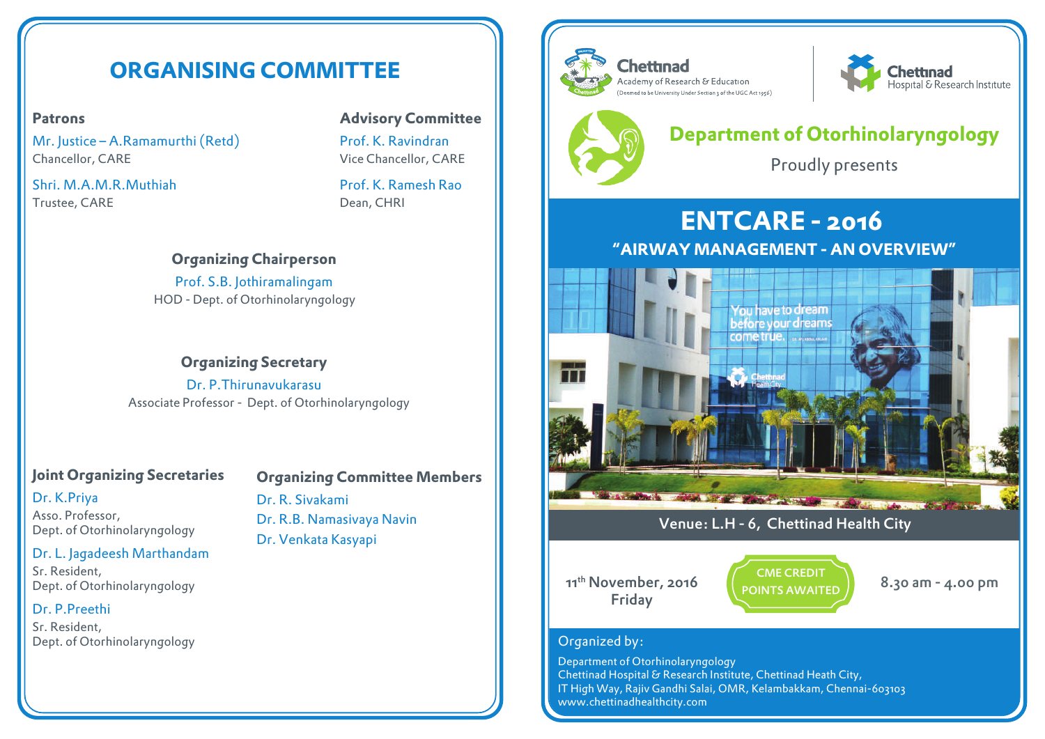# ORGANISING COMMITTEE

### Patrons

Mr. Justice – A.Ramamurthi (Retd)
Chancellor, CARE

Shri. M.A.M.R.Muthiah
Trustee, CARE

### Advisory Committee

Prof. K. Ravindran
Vice Chancellor, CARE

Prof. K. Ramesh Rao
Dean, CHRI

### Organizing Chairperson

Prof. S.B. Jothiramalingam
HOD - Dept. of Otorhinolaryngology

### Organizing Secretary

Dr. P.Thirunavukarasu
Associate Professor - Dept. of Otorhinolaryngology

### Joint Organizing Secretaries

Dr. K.Priya
Asso. Professor,
Dept. of Otorhinolaryngology

Dr. L. Jagadeesh Marthandam
Sr. Resident,
Dept. of Otorhinolaryngology

Dr. P.Preethi
Sr. Resident,
Dept. of Otorhinolaryngology

### Organizing Committee Members

Dr. R. Sivakami
Dr. R.B. Namasivaya Navin
Dr. Venkata Kasyapi

---

**Chettinad** Academy of Research & Education
(Deemed to be University Under Section 3 of the UGC Act 1956)

**Chettinad** Hospital & Research Institute

## Department of Otorhinolaryngology

Proudly presents

# ENTCARE - 2016

## "AIRWAY MANAGEMENT - AN OVERVIEW"

**Venue: L.H - 6, Chettinad Health City**

**11th November, 2016**
**Friday**

CME CREDIT POINTS AWAITED

**8.30 am - 4.00 pm**

Organized by:

Department of Otorhinolaryngology
Chettinad Hospital & Research Institute, Chettinad Heath City,
IT High Way, Rajiv Gandhi Salai, OMR, Kelambakkam, Chennai-603103
www.chettinadhealthcity.com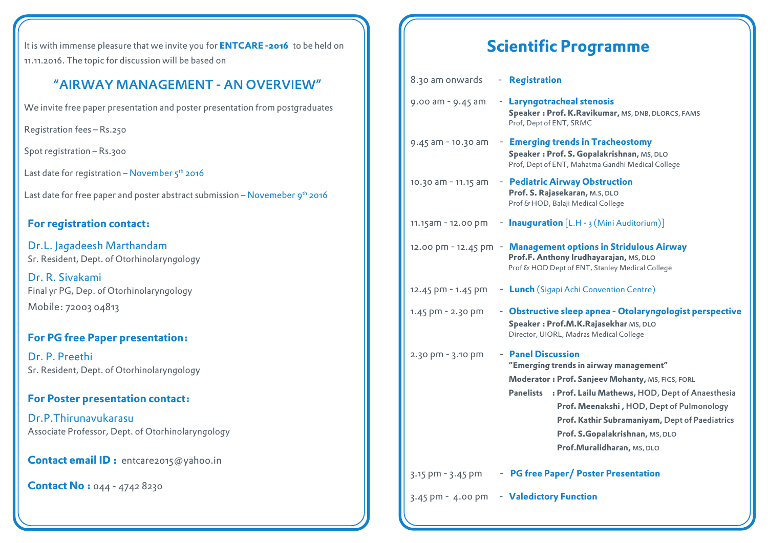It is with immense pleasure that we invite you for **ENTCARE -2016** to be held on 11.11.2016. The topic for discussion will be based on

## "AIRWAY MANAGEMENT - AN OVERVIEW"

We invite free paper presentation and poster presentation from postgraduates

Registration fees – Rs.250

Spot registration – Rs.300

Last date for registration – November 5th 2016

Last date for free paper and poster abstract submission – Novemeber 9th 2016

### For registration contact:

Dr.L. Jagadeesh Marthandam
Sr. Resident, Dept. of Otorhinolaryngology

Dr. R. Sivakami
Final yr PG, Dep. of Otorhinolaryngology
Mobile: 72003 04813

### For PG free Paper presentation:

Dr. P. Preethi
Sr. Resident, Dept. of Otorhinolaryngology

### For Poster presentation contact:

Dr.P.Thirunavukarasu
Associate Professor, Dept. of Otorhinolaryngology

**Contact email ID :** entcare2015@yahoo.in

**Contact No :** 044 - 4742 8230

# Scientific Programme

| Time | Session |
|---|---|
| 8.30 am onwards | - **Registration** |
| 9.00 am - 9.45 am | - **Laryngotracheal stenosis**<br>**Speaker : Prof. K.Ravikumar,** MS, DNB, DLORCS, FAMS<br>Prof, Dept of ENT, SRMC |
| 9.45 am - 10.30 am | - **Emerging trends in Tracheostomy**<br>**Speaker : Prof. S. Gopalakrishnan,** MS, DLO<br>Prof, Dept of ENT, Mahatma Gandhi Medical College |
| 10.30 am - 11.15 am | - **Pediatric Airway Obstruction**<br>**Prof. S. Rajasekaran,** M.S, DLO<br>Prof & HOD, Balaji Medical College |
| 11.15am - 12.00 pm | - **Inauguration** [L.H - 3 (Mini Auditorium)] |
| 12.00 pm - 12.45 pm | - **Management options in Stridulous Airway**<br>**Prof.F. Anthony Irudhayarajan,** MS, DLO<br>Prof & HOD Dept of ENT, Stanley Medical College |
| 12.45 pm - 1.45 pm | - **Lunch** (Sigapi Achi Convention Centre) |
| 1.45 pm - 2.30 pm | - **Obstructive sleep apnea - Otolaryngologist perspective**<br>**Speaker : Prof.M.K.Rajasekhar** MS, DLO<br>Director, UIORL, Madras Medical College |
| 2.30 pm - 3.10 pm | - **Panel Discussion**<br>**"Emerging trends in airway management"**<br>**Moderator : Prof. Sanjeev Mohanty,** MS, FICS, FORL<br>**Panelists : Prof. Lailu Mathews,** HOD, Dept of Anaesthesia<br>**Prof. Meenakshi ,** HOD, Dept of Pulmonology<br>**Prof. Kathir Subramaniyam,** Dept of Paediatrics<br>**Prof. S.Gopalakrishnan,** MS, DLO<br>**Prof.Muralidharan,** MS, DLO |
| 3.15 pm - 3.45 pm | - **PG free Paper/ Poster Presentation** |
| 3.45 pm - 4.00 pm | - **Valedictory Function** |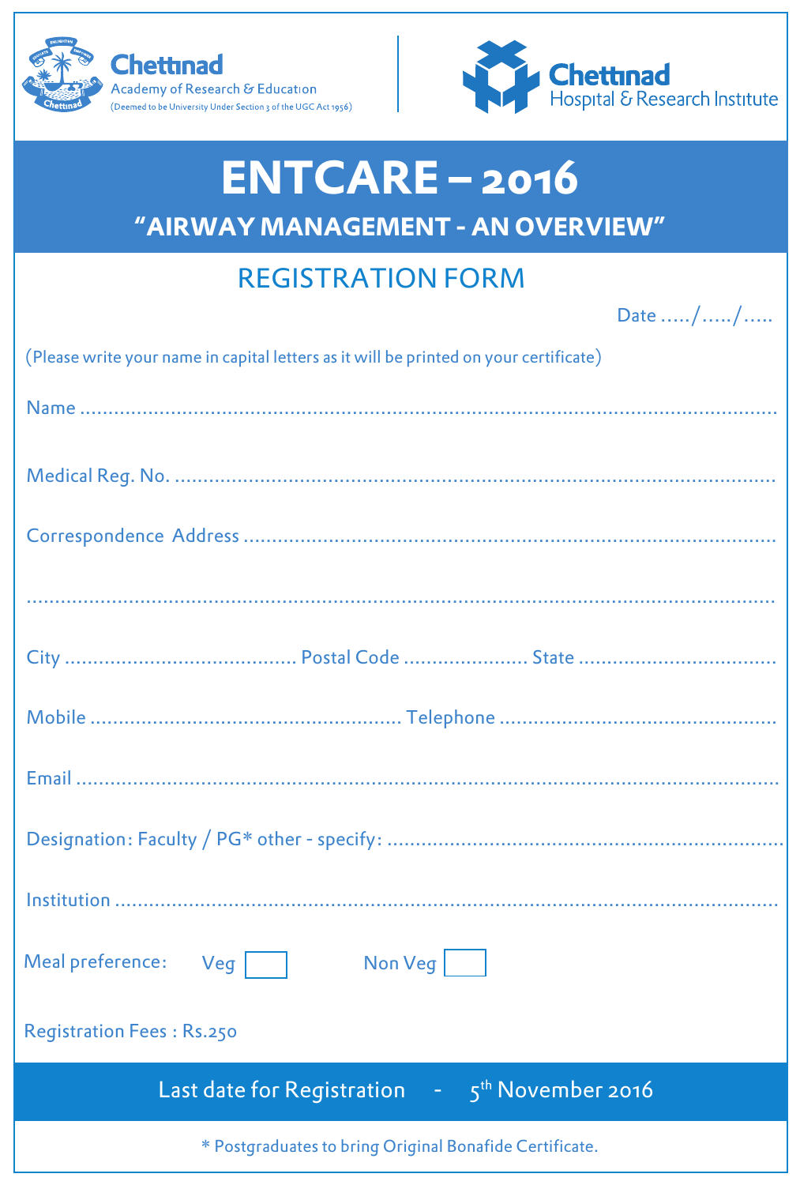Chettinad Academy of Research & Education
(Deemed to be University Under Section 3 of the UGC Act 1956)

Chettinad Hospital & Research Institute

# ENTCARE – 2016

## "AIRWAY MANAGEMENT - AN OVERVIEW"

## REGISTRATION FORM

Date …../…../…..

(Please write your name in capital letters as it will be printed on your certificate)

Name ……………………………………………………………………………………………………

Medical Reg. No. ……………………………………………………………………………………

Correspondence Address ……………………………………………………………………………

……………………………………………………………………………………………………………

City ……………………………… Postal Code ………………… State ……………………………

Mobile ……………………………………………… Telephone ……………………………………………

Email ……………………………………………………………………………………………………

Designation: Faculty / PG* other - specify: …………………………………………………………

Institution ………………………………………………………………………………………………

Meal preference: Veg ☐ Non Veg ☐

Registration Fees : Rs.250

**Last date for Registration - 5th November 2016**

* Postgraduates to bring Original Bonafide Certificate.